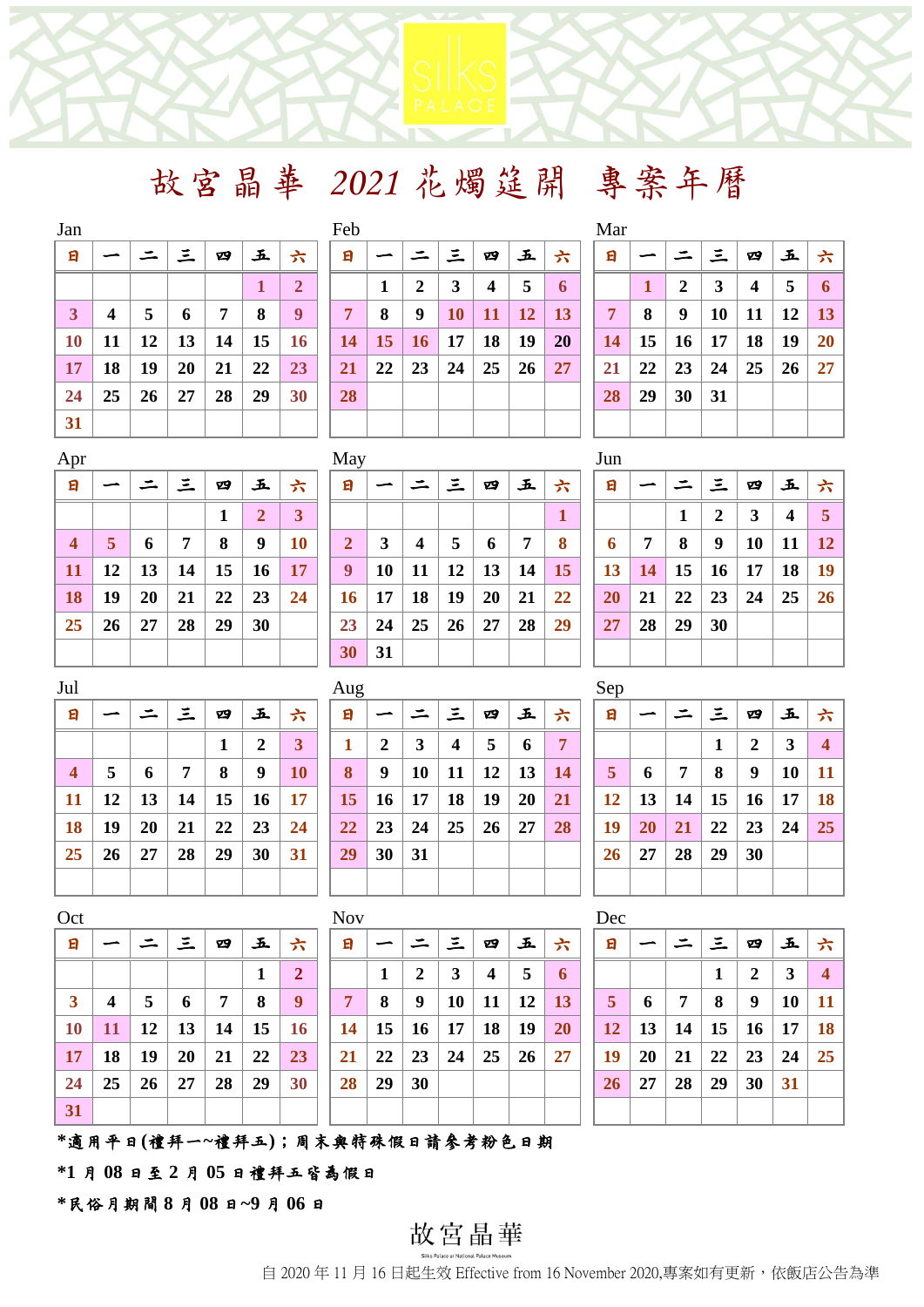SILKS PALACE

# 故宮晶華 2021 花燭筵開 專案年曆

### Jan

| 日 | 一 | 二 | 三 | 四 | 五 | 六 |
|---|---|---|---|---|---|---|
| | | | | | 1 | 2 |
| 3 | 4 | 5 | 6 | 7 | 8 | 9 |
| 10 | 11 | 12 | 13 | 14 | 15 | 16 |
| 17 | 18 | 19 | 20 | 21 | 22 | 23 |
| 24 | 25 | 26 | 27 | 28 | 29 | 30 |
| 31 | | | | | | |

### Feb

| 日 | 一 | 二 | 三 | 四 | 五 | 六 |
|---|---|---|---|---|---|---|
| | 1 | 2 | 3 | 4 | 5 | 6 |
| 7 | 8 | 9 | 10 | 11 | 12 | 13 |
| 14 | 15 | 16 | 17 | 18 | 19 | 20 |
| 21 | 22 | 23 | 24 | 25 | 26 | 27 |
| 28 | | | | | | |

### Mar

| 日 | 一 | 二 | 三 | 四 | 五 | 六 |
|---|---|---|---|---|---|---|
| | 1 | 2 | 3 | 4 | 5 | 6 |
| 7 | 8 | 9 | 10 | 11 | 12 | 13 |
| 14 | 15 | 16 | 17 | 18 | 19 | 20 |
| 21 | 22 | 23 | 24 | 25 | 26 | 27 |
| 28 | 29 | 30 | 31 | | | |

### Apr

| 日 | 一 | 二 | 三 | 四 | 五 | 六 |
|---|---|---|---|---|---|---|
| | | | | 1 | 2 | 3 |
| 4 | 5 | 6 | 7 | 8 | 9 | 10 |
| 11 | 12 | 13 | 14 | 15 | 16 | 17 |
| 18 | 19 | 20 | 21 | 22 | 23 | 24 |
| 25 | 26 | 27 | 28 | 29 | 30 | |

### May

| 日 | 一 | 二 | 三 | 四 | 五 | 六 |
|---|---|---|---|---|---|---|
| | | | | | | 1 |
| 2 | 3 | 4 | 5 | 6 | 7 | 8 |
| 9 | 10 | 11 | 12 | 13 | 14 | 15 |
| 16 | 17 | 18 | 19 | 20 | 21 | 22 |
| 23 | 24 | 25 | 26 | 27 | 28 | 29 |
| 30 | 31 | | | | | |

### Jun

| 日 | 一 | 二 | 三 | 四 | 五 | 六 |
|---|---|---|---|---|---|---|
| | | 1 | 2 | 3 | 4 | 5 |
| 6 | 7 | 8 | 9 | 10 | 11 | 12 |
| 13 | 14 | 15 | 16 | 17 | 18 | 19 |
| 20 | 21 | 22 | 23 | 24 | 25 | 26 |
| 27 | 28 | 29 | 30 | | | |

### Jul

| 日 | 一 | 二 | 三 | 四 | 五 | 六 |
|---|---|---|---|---|---|---|
| | | | | 1 | 2 | 3 |
| 4 | 5 | 6 | 7 | 8 | 9 | 10 |
| 11 | 12 | 13 | 14 | 15 | 16 | 17 |
| 18 | 19 | 20 | 21 | 22 | 23 | 24 |
| 25 | 26 | 27 | 28 | 29 | 30 | 31 |

### Aug

| 日 | 一 | 二 | 三 | 四 | 五 | 六 |
|---|---|---|---|---|---|---|
| 1 | 2 | 3 | 4 | 5 | 6 | 7 |
| 8 | 9 | 10 | 11 | 12 | 13 | 14 |
| 15 | 16 | 17 | 18 | 19 | 20 | 21 |
| 22 | 23 | 24 | 25 | 26 | 27 | 28 |
| 29 | 30 | 31 | | | | |

### Sep

| 日 | 一 | 二 | 三 | 四 | 五 | 六 |
|---|---|---|---|---|---|---|
| | | | 1 | 2 | 3 | 4 |
| 5 | 6 | 7 | 8 | 9 | 10 | 11 |
| 12 | 13 | 14 | 15 | 16 | 17 | 18 |
| 19 | 20 | 21 | 22 | 23 | 24 | 25 |
| 26 | 27 | 28 | 29 | 30 | | |

### Oct

| 日 | 一 | 二 | 三 | 四 | 五 | 六 |
|---|---|---|---|---|---|---|
| | | | | | 1 | 2 |
| 3 | 4 | 5 | 6 | 7 | 8 | 9 |
| 10 | 11 | 12 | 13 | 14 | 15 | 16 |
| 17 | 18 | 19 | 20 | 21 | 22 | 23 |
| 24 | 25 | 26 | 27 | 28 | 29 | 30 |
| 31 | | | | | | |

### Nov

| 日 | 一 | 二 | 三 | 四 | 五 | 六 |
|---|---|---|---|---|---|---|
| | 1 | 2 | 3 | 4 | 5 | 6 |
| 7 | 8 | 9 | 10 | 11 | 12 | 13 |
| 14 | 15 | 16 | 17 | 18 | 19 | 20 |
| 21 | 22 | 23 | 24 | 25 | 26 | 27 |
| 28 | 29 | 30 | | | | |

### Dec

| 日 | 一 | 二 | 三 | 四 | 五 | 六 |
|---|---|---|---|---|---|---|
| | | | 1 | 2 | 3 | 4 |
| 5 | 6 | 7 | 8 | 9 | 10 | 11 |
| 12 | 13 | 14 | 15 | 16 | 17 | 18 |
| 19 | 20 | 21 | 22 | 23 | 24 | 25 |
| 26 | 27 | 28 | 29 | 30 | 31 | |

*適用平日(禮拜一~禮拜五)；周末與特殊假日請參考粉色日期

*1 月 08 日至 2 月 05 日禮拜五皆為假日

*民俗月期間 8 月 08 日~9 月 06 日

故宮晶華

Silks Palace at National Palace Museum

自 2020 年 11 月 16 日起生效 Effective from 16 November 2020,專案如有更新，依飯店公告為準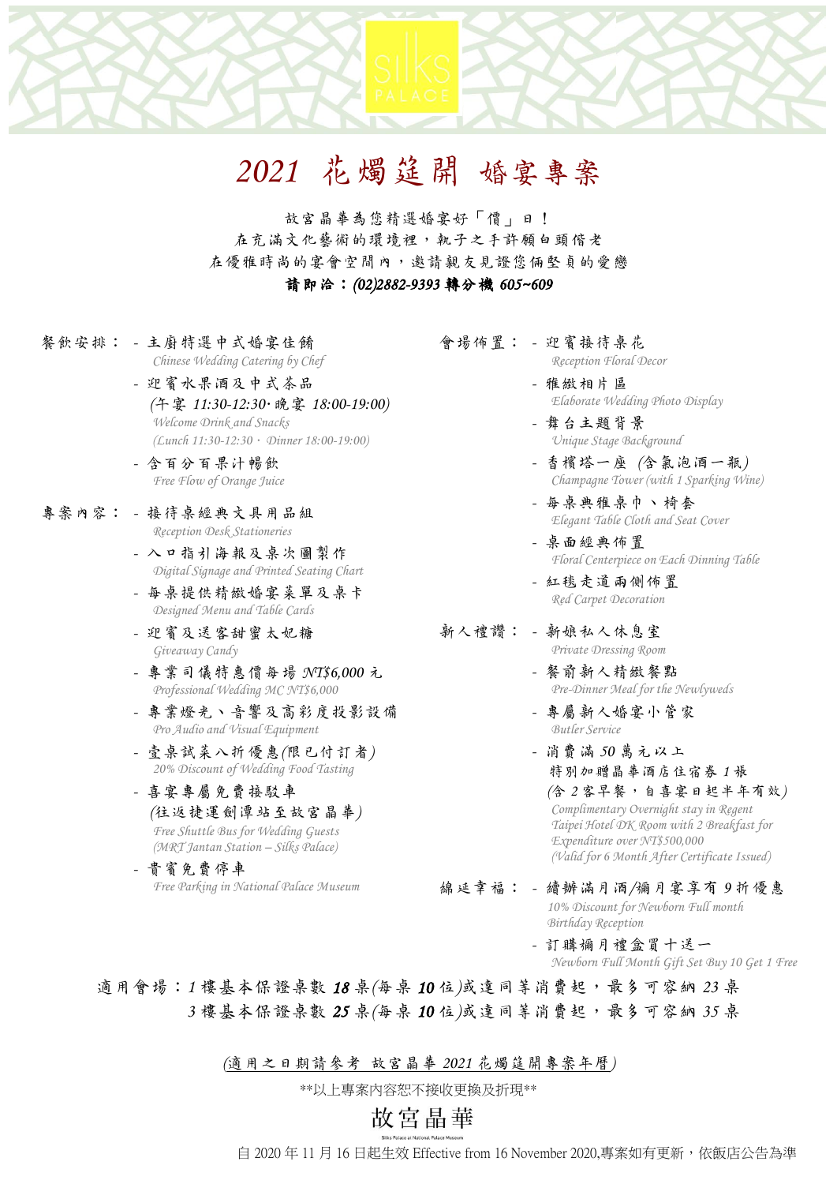SILKS PALACE

# 2021 花燭筵開 婚宴專案

故宮晶華為您精選婚宴好「價」日！
在充滿文化藝術的環境裡，執子之手許願白頭偕老
在優雅時尚的宴會空間內，邀請親友見證您倆堅貞的愛戀
**請即洽：(02)2882-9393 轉分機 605~609**

**餐飲安排：**

- 主廚特選中式婚宴佳餚
  *Chinese Wedding Catering by Chef*
- 迎賓水果酒及中式茶品
  (午宴 11:30-12:30‧晚宴 18:00-19:00)
  *Welcome Drink and Snacks*
  *(Lunch 11:30-12:30‧Dinner 18:00-19:00)*
- 含百分百果汁暢飲
  *Free Flow of Orange Juice*

**專案內容：**

- 接待桌經典文具用品組
  *Reception Desk Stationeries*
- 入口指引海報及桌次圖製作
  *Digital Signage and Printed Seating Chart*
- 每桌提供精緻婚宴菜單及桌卡
  *Designed Menu and Table Cards*
- 迎賓及送客甜蜜太妃糖
  *Giveaway Candy*
- 專業司儀特惠價每場 NT$6,000 元
  *Professional Wedding MC NT$6,000*
- 專業燈光、音響及高彩度投影設備
  *Pro Audio and Visual Equipment*
- 壹桌試菜八折優惠(限已付訂者)
  *20% Discount of Wedding Food Tasting*
- 喜宴專屬免費接駁車
  (往返捷運劍潭站至故宮晶華)
  *Free Shuttle Bus for Wedding Guests*
  *(MRT Jantan Station – Silks Palace)*
- 貴賓免費停車
  *Free Parking in National Palace Museum*

**會場佈置：**

- 迎賓接待桌花
  *Reception Floral Decor*
- 雅緻相片區
  *Elaborate Wedding Photo Display*
- 舞台主題背景
  *Unique Stage Background*
- 香檳塔一座 (含氣泡酒一瓶)
  *Champagne Tower (with 1 Sparking Wine)*
- 每桌典雅桌巾、椅套
  *Elegant Table Cloth and Seat Cover*
- 桌面經典佈置
  *Floral Centerpiece on Each Dinning Table*
- 紅毯走道兩側佈置
  *Red Carpet Decoration*

**新人禮讚：**

- 新娘私人休息室
  *Private Dressing Room*
- 餐前新人精緻餐點
  *Pre-Dinner Meal for the Newlyweds*
- 專屬新人婚宴小管家
  *Butler Service*
- 消費滿 50 萬元以上
  特別加贈晶華酒店住宿券 1 張
  (含 2 客早餐，自喜宴日起半年有效)
  *Complimentary Overnight stay in Regent Taipei Hotel DK Room with 2 Breakfast for Expenditure over NT$500,000*
  *(Valid for 6 Month After Certificate Issued)*

**綿延幸福：**

- 續辦滿月酒/彌月宴享有 9 折優惠
  *10% Discount for Newborn Full month Birthday Reception*
- 訂購彌月禮盒買十送一
  *Newborn Full Month Gift Set Buy 10 Get 1 Free*

適用會場：1 樓基本保證桌數 **18** 桌(每桌 **10** 位)或達同等消費起，最多可容納 23 桌
3 樓基本保證桌數 **25** 桌(每桌 **10** 位)或達同等消費起，最多可容納 35 桌

(適用之日期請參考 故宮晶華 2021 花燭筵開專案年曆)

**以上專案內容恕不接收更換及折現**

故宮晶華

Silks Palace at National Palace Museum

自 2020 年 11 月 16 日起生效 Effective from 16 November 2020,專案如有更新，依飯店公告為準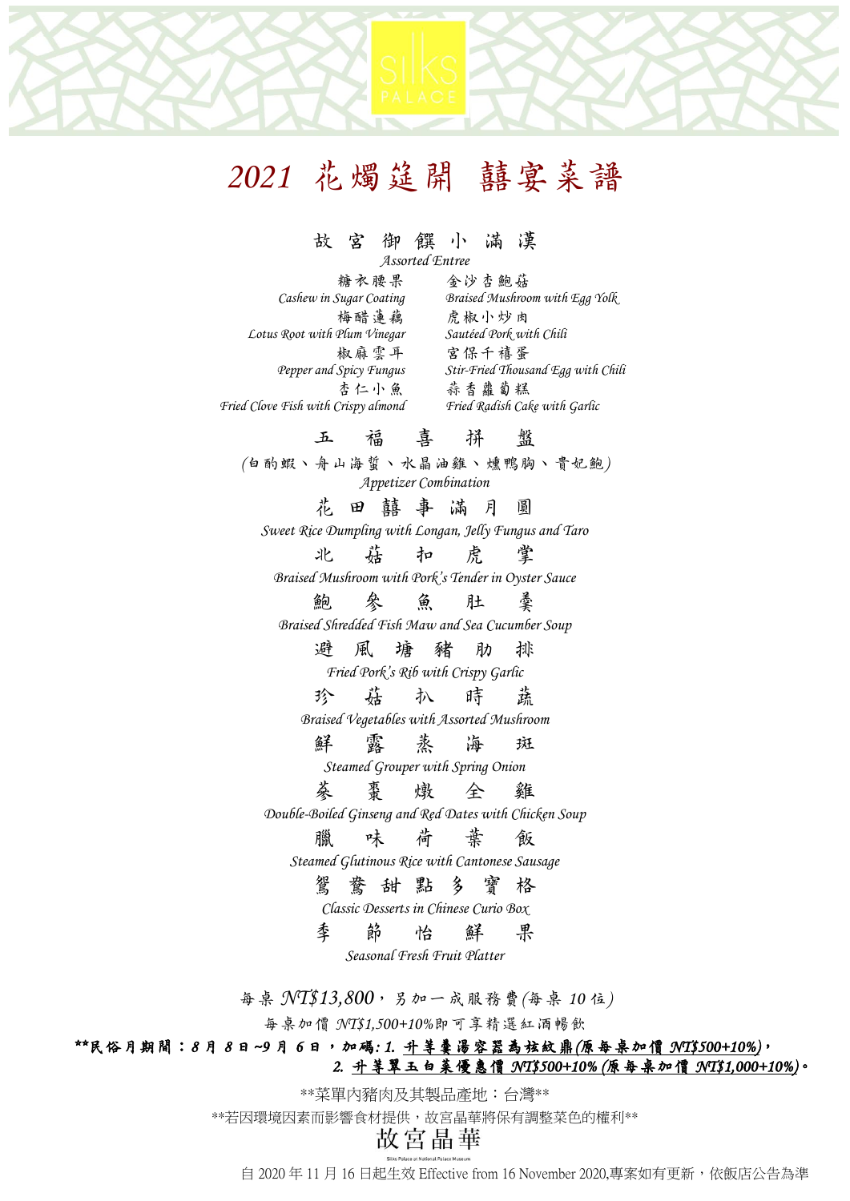SILKS PALACE

# 2021 花燭筵開 囍宴菜譜

## 故 宮 御 饌 小 滿 漢

*Assorted Entree*

糖衣腰果
*Cashew in Sugar Coating*

金沙杏鮑菇
*Braised Mushroom with Egg Yolk*

梅醋蓮藕
*Lotus Root with Plum Vinegar*

虎椒小炒肉
*Sautéed Pork with Chili*

椒麻雲耳
*Pepper and Spicy Fungus*

宮保千禧蛋
*Stir-Fried Thousand Egg with Chili*

杏仁小魚
*Fried Clove Fish with Crispy almond*

蒜香蘿蔔糕
*Fried Radish Cake with Garlic*

## 五 福 喜 拼 盤

(白酌蝦、舟山海蜇、水晶油雞、燻鴨胸、貴妃鮑)

*Appetizer Combination*

## 花 田 囍 事 滿 月 圓

*Sweet Rice Dumpling with Longan, Jelly Fungus and Taro*

## 北 菇 扣 虎 掌

*Braised Mushroom with Pork's Tender in Oyster Sauce*

## 鮑 參 魚 肚 羹

*Braised Shredded Fish Maw and Sea Cucumber Soup*

## 避 風 塘 豬 肋 排

*Fried Pork's Rib with Crispy Garlic*

## 珍 菇 扒 時 蔬

*Braised Vegetables with Assorted Mushroom*

## 鮮 露 蒸 海 斑

*Steamed Grouper with Spring Onion*

## 蔘 棗 燉 全 雞

*Double-Boiled Ginseng and Red Dates with Chicken Soup*

## 臘 味 荷 葉 飯

*Steamed Glutinous Rice with Cantonese Sausage*

## 鴛 鴦 甜 點 多 寶 格

*Classic Desserts in Chinese Curio Box*

## 季 節 怡 鮮 果

*Seasonal Fresh Fruit Platter*

每桌 *NT$13,800*，另加一成服務費(每桌 10 位)

每桌加價 *NT$1,500+10%*即可享精選紅酒暢飲

***民俗月期間：8 月 8 日~9 月 6 日，加碼: 1. 升等羹湯容器為拉紋鼎(原每桌加價 NT$500+10%)，
2. 升等翠玉白菜優惠價 NT$500+10% (原每桌加價 NT$1,000+10%)。***

**菜單內豬肉及其製品產地：台灣**

**若因環境因素而影響食材提供，故宮晶華將保有調整菜色的權利**

故宮晶華
Silks Palace at National Palace Museum

自 2020 年 11 月 16 日起生效 Effective from 16 November 2020,專案如有更新，依飯店公告為準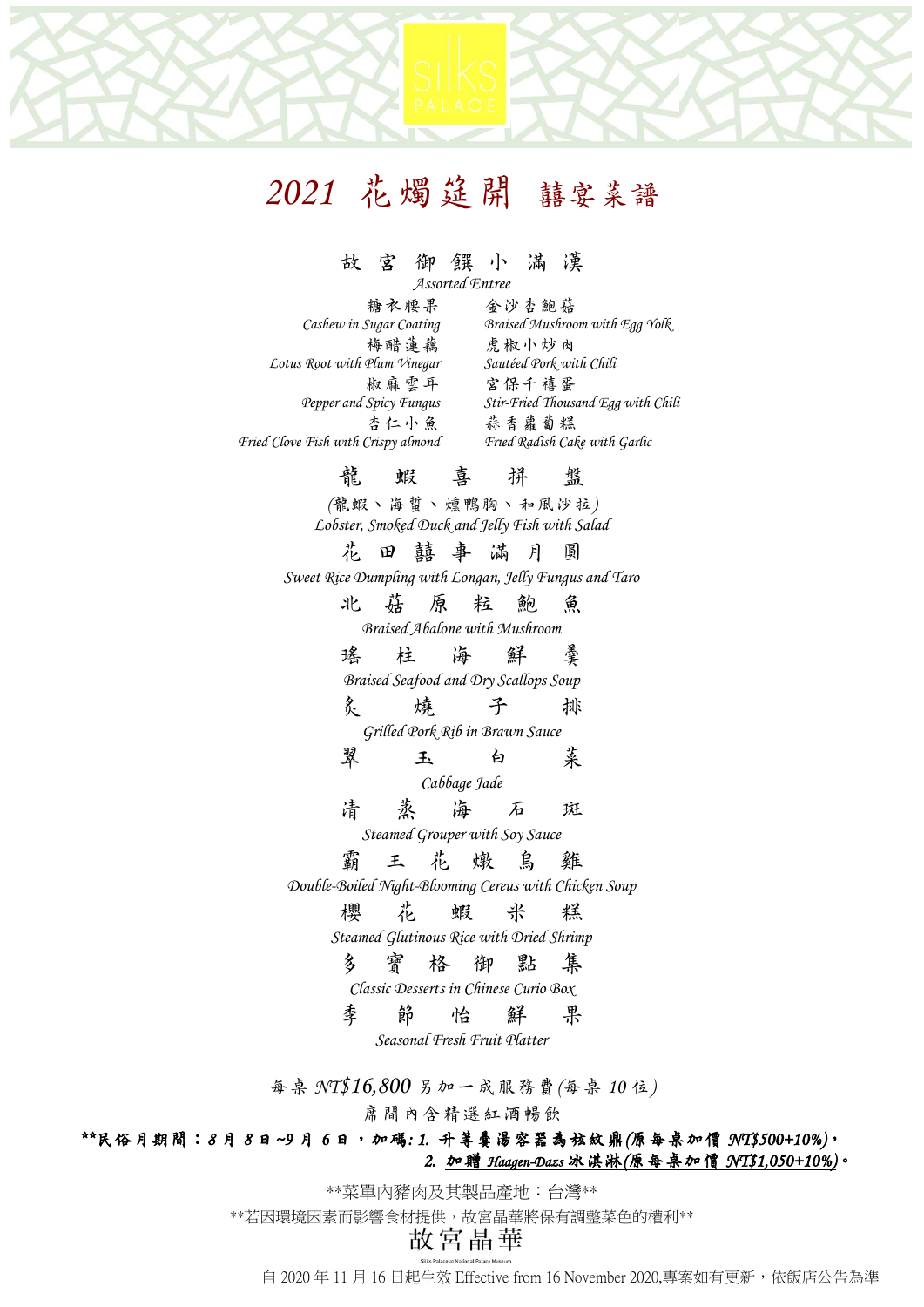SILKS PALACE

# 2021 花燭筵開 囍宴菜譜

## 故宮御饌小滿漢

*Assorted Entree*

糖衣腰果
*Cashew in Sugar Coating*

金沙杏鮑菇
*Braised Mushroom with Egg Yolk*

梅醋蓮藕
*Lotus Root with Plum Vinegar*

虎椒小炒肉
*Sautéed Pork with Chili*

椒麻雲耳
*Pepper and Spicy Fungus*

宮保千禧蛋
*Stir-Fried Thousand Egg with Chili*

杏仁小魚
*Fried Clove Fish with Crispy almond*

蒜香蘿蔔糕
*Fried Radish Cake with Garlic*

## 龍 蝦 喜 拼 盤

(龍蝦、海蜇、燻鴨胸、和風沙拉)
*Lobster, Smoked Duck and Jelly Fish with Salad*

## 花 田 囍 事 滿 月 圓

*Sweet Rice Dumpling with Longan, Jelly Fungus and Taro*

## 北 菇 原 粒 鮑 魚

*Braised Abalone with Mushroom*

## 瑤 柱 海 鮮 羹

*Braised Seafood and Dry Scallops Soup*

## 炙 燒 子 排

*Grilled Pork Rib in Brawn Sauce*

## 翠 玉 白 菜

*Cabbage Jade*

## 清 蒸 海 石 斑

*Steamed Grouper with Soy Sauce*

## 霸 王 花 燉 烏 雞

*Double-Boiled Night-Blooming Cereus with Chicken Soup*

## 櫻 花 蝦 米 糕

*Steamed Glutinous Rice with Dried Shrimp*

## 多 寶 格 御 點 集

*Classic Desserts in Chinese Curio Box*

## 季 節 怡 鮮 果

*Seasonal Fresh Fruit Platter*

每桌 NT$16,800 另加一成服務費(每桌 10 位)

席間內含精選紅酒暢飲

**\*\*民俗月期間：8 月 8 日~9 月 6 日，加碼: 1. 升等羹湯容器為核紋鼎(原每桌加價 NT$500+10%)，**
**2. 加贈 Haagen-Dazs 冰淇淋(原每桌加價 NT$1,050+10%)。**

\*\*菜單內豬肉及其製品產地：台灣\*\*

\*\*若因環境因素而影響食材提供，故宮晶華將保有調整菜色的權利\*\*

故宮晶華
Silks Palace at National Palace Museum

自 2020 年 11 月 16 日起生效 Effective from 16 November 2020,專案如有更新，依飯店公告為準